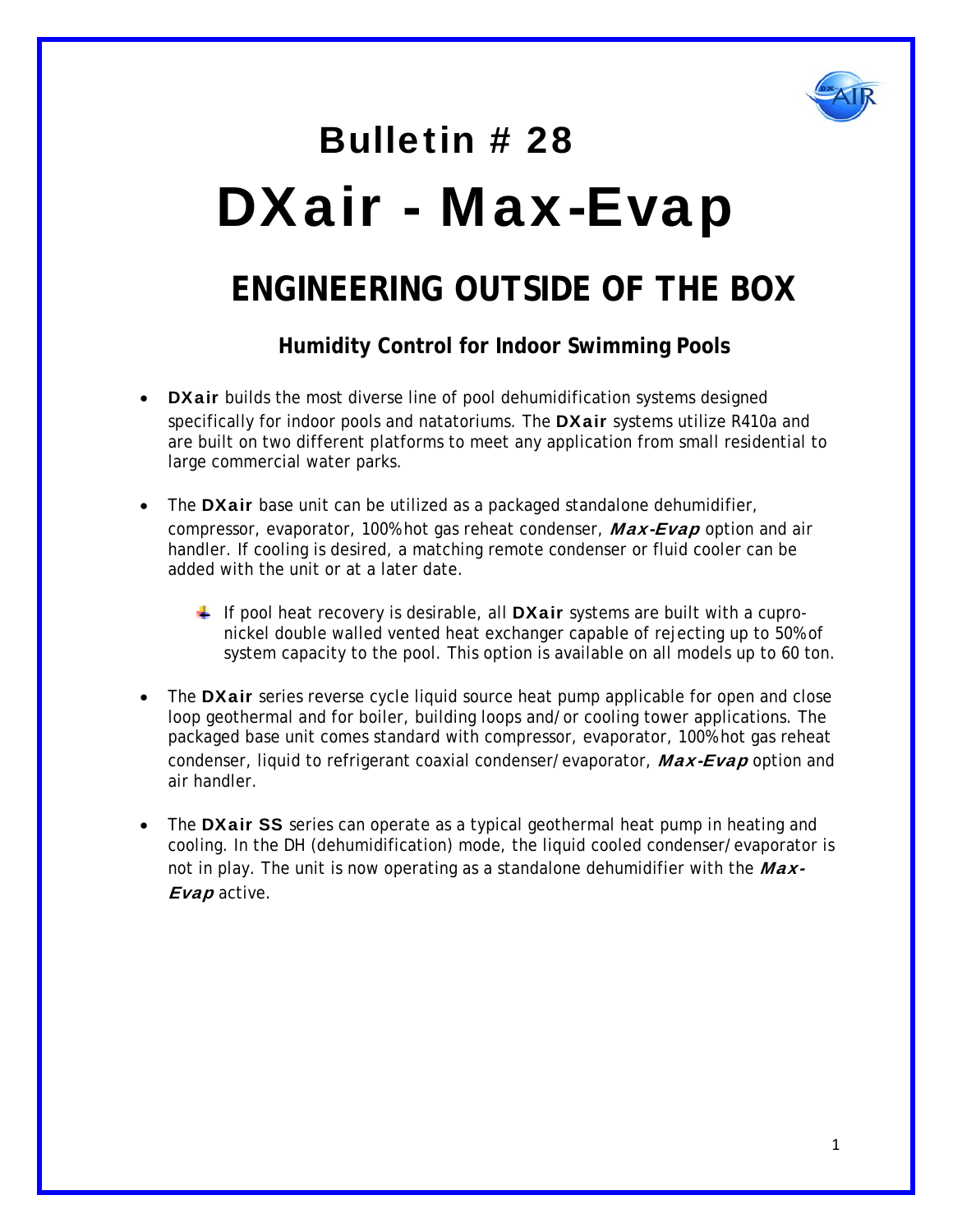# Bulletin # 28

# DXair - Max-Evap

## ENGINEERING OUTSIDE OF THE BOX

### Humidity Control for Indoor Swimming Pools

- **DXair** builds the most diverse line of pool dehumidification systems designed specifically for indoor pools and natatoriums. The **DXair** systems utilize R410a and are built on two different platforms to meet any application from small residential to large commercial water parks.

- The **DXair** base unit can be utilized as a packaged standalone dehumidifier, compressor, evaporator, 100% hot gas reheat condenser, ***Max-Evap*** option and air handler. If cooling is desired, a matching remote condenser or fluid cooler can be added with the unit or at a later date.

  - If pool heat recovery is desirable, all **DXair** systems are built with a cupro-nickel double walled vented heat exchanger capable of rejecting up to 50% of system capacity to the pool. This option is available on all models up to 60 ton.

- The **DXair** series reverse cycle liquid source heat pump applicable for open and close loop geothermal and for boiler, building loops and/or cooling tower applications. The packaged base unit comes standard with compressor, evaporator, 100% hot gas reheat condenser, liquid to refrigerant coaxial condenser/evaporator, ***Max-Evap*** option and air handler.

- The **DXair SS** series can operate as a typical geothermal heat pump in heating and cooling. In the DH (dehumidification) mode, the liquid cooled condenser/evaporator is not in play. The unit is now operating as a standalone dehumidifier with the ***Max-Evap*** active.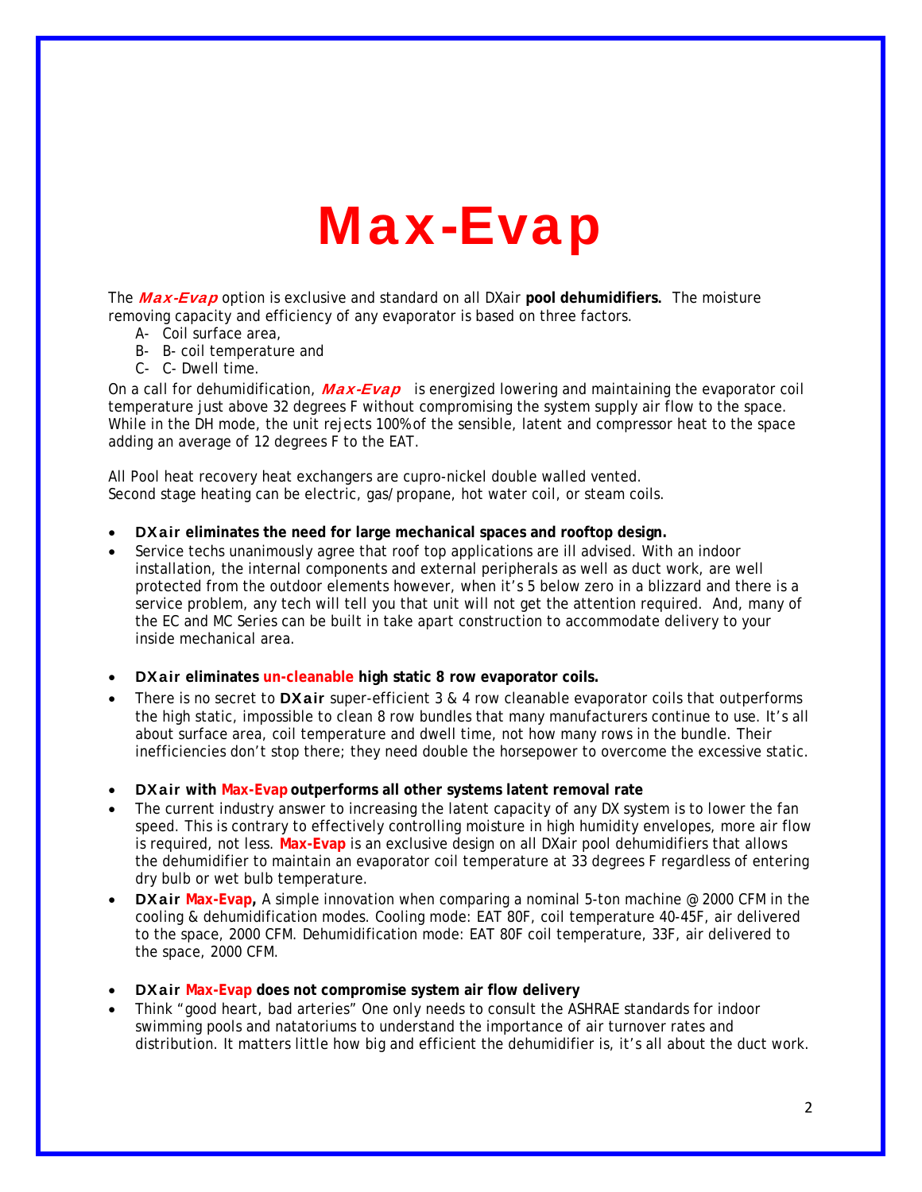# Max-Evap

The ***Max-Evap*** option is exclusive and standard on all DXair **pool dehumidifiers.** The moisture removing capacity and efficiency of any evaporator is based on three factors.

A- Coil surface area,
B- B- coil temperature and
C- C- Dwell time.

On a call for dehumidification, ***Max-Evap*** is energized lowering and maintaining the evaporator coil temperature just above 32 degrees F without compromising the system supply air flow to the space. While in the DH mode, the unit rejects 100% of the sensible, latent and compressor heat to the space adding an average of 12 degrees F to the EAT.

All Pool heat recovery heat exchangers are cupro-nickel double walled vented.
Second stage heating can be electric, gas/propane, hot water coil, or steam coils.

- **DXair eliminates the need for large mechanical spaces and rooftop design.**
- Service techs unanimously agree that roof top applications are ill advised. With an indoor installation, the internal components and external peripherals as well as duct work, are well protected from the outdoor elements however, when it's 5 below zero in a blizzard and there is a service problem, any tech will tell you that unit will not get the attention required. And, many of the EC and MC Series can be built in take apart construction to accommodate delivery to your inside mechanical area.

- **DXair eliminates un-cleanable high static 8 row evaporator coils.**
- There is no secret to **DXair** super-efficient 3 & 4 row cleanable evaporator coils that outperforms the high static, impossible to clean 8 row bundles that many manufacturers continue to use. It's all about surface area, coil temperature and dwell time, not how many rows in the bundle. Their inefficiencies don't stop there; they need double the horsepower to overcome the excessive static.

- **DXair with Max-Evap outperforms all other systems latent removal rate**
- The current industry answer to increasing the latent capacity of any DX system is to lower the fan speed. This is contrary to effectively controlling moisture in high humidity envelopes, more air flow is required, not less. **Max-Evap** is an exclusive design on all DXair pool dehumidifiers that allows the dehumidifier to maintain an evaporator coil temperature at 33 degrees F regardless of entering dry bulb or wet bulb temperature.
- **DXair Max-Evap,** A simple innovation when comparing a nominal 5-ton machine @ 2000 CFM in the cooling & dehumidification modes. Cooling mode: EAT 80F, coil temperature 40-45F, air delivered to the space, 2000 CFM. Dehumidification mode: EAT 80F coil temperature, 33F, air delivered to the space, 2000 CFM.

- **DXair Max-Evap does not compromise system air flow delivery**
- Think "good heart, bad arteries" One only needs to consult the ASHRAE standards for indoor swimming pools and natatoriums to understand the importance of air turnover rates and distribution. It matters little how big and efficient the dehumidifier is, it's all about the duct work.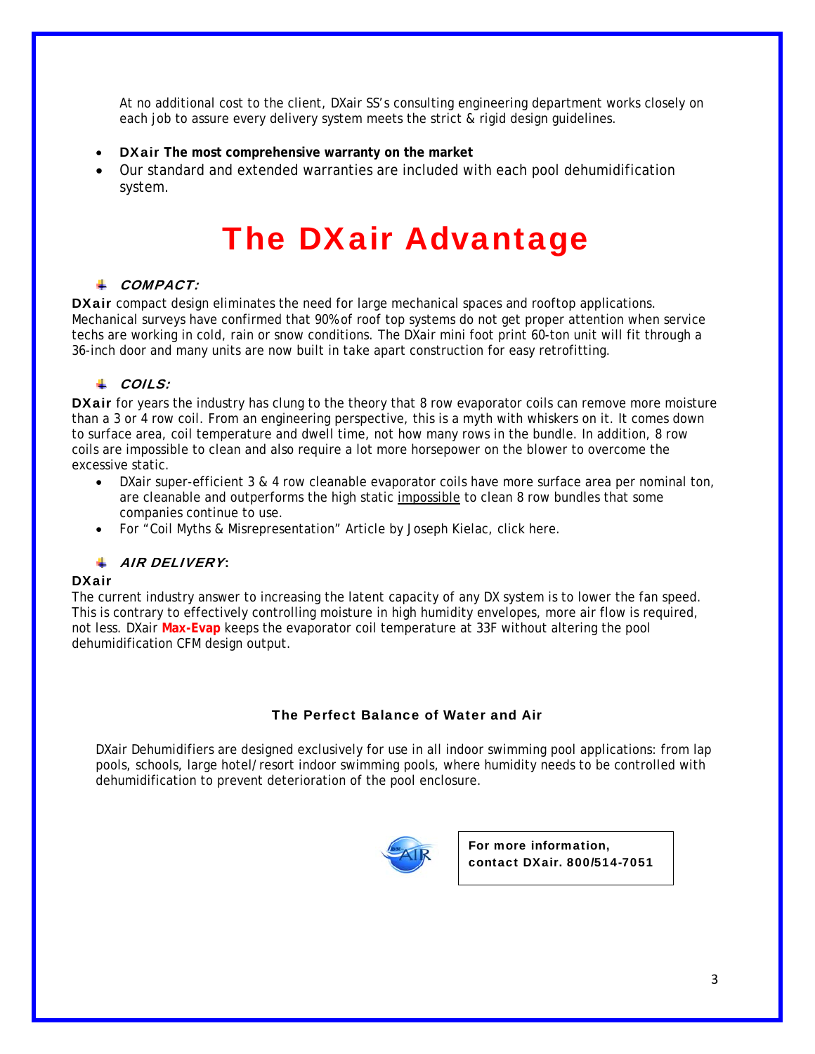At no additional cost to the client, DXair SS's consulting engineering department works closely on each job to assure every delivery system meets the strict & rigid design guidelines.

- **DXair The most comprehensive warranty on the market**
- Our standard and extended warranties are included with each pool dehumidification system.

# The DXair Advantage

### *COMPACT:*

**DXair** compact design eliminates the need for large mechanical spaces and rooftop applications. Mechanical surveys have confirmed that 90% of roof top systems do not get proper attention when service techs are working in cold, rain or snow conditions. The DXair mini foot print 60-ton unit will fit through a 36-inch door and many units are now built in take apart construction for easy retrofitting.

### *COILS:*

**DXair** for years the industry has clung to the theory that 8 row evaporator coils can remove more moisture than a 3 or 4 row coil. From an engineering perspective, this is a myth with whiskers on it. It comes down to surface area, coil temperature and dwell time, not how many rows in the bundle. In addition, 8 row coils are impossible to clean and also require a lot more horsepower on the blower to overcome the excessive static.

- DXair super-efficient 3 & 4 row cleanable evaporator coils have more surface area per nominal ton, are cleanable and outperforms the high static impossible to clean 8 row bundles that some companies continue to use.
- For "Coil Myths & Misrepresentation" Article by Joseph Kielac, click here.

### *AIR DELIVERY*:

**DXair**

The current industry answer to increasing the latent capacity of any DX system is to lower the fan speed. This is contrary to effectively controlling moisture in high humidity envelopes, more air flow is required, not less. DXair **Max-Evap** keeps the evaporator coil temperature at 33F without altering the pool dehumidification CFM design output.

**The Perfect Balance of Water and Air**

DXair Dehumidifiers are designed exclusively for use in all indoor swimming pool applications: from lap pools, schools, large hotel/resort indoor swimming pools, where humidity needs to be controlled with dehumidification to prevent deterioration of the pool enclosure.

**For more information, contact DXair. 800/514-7051**